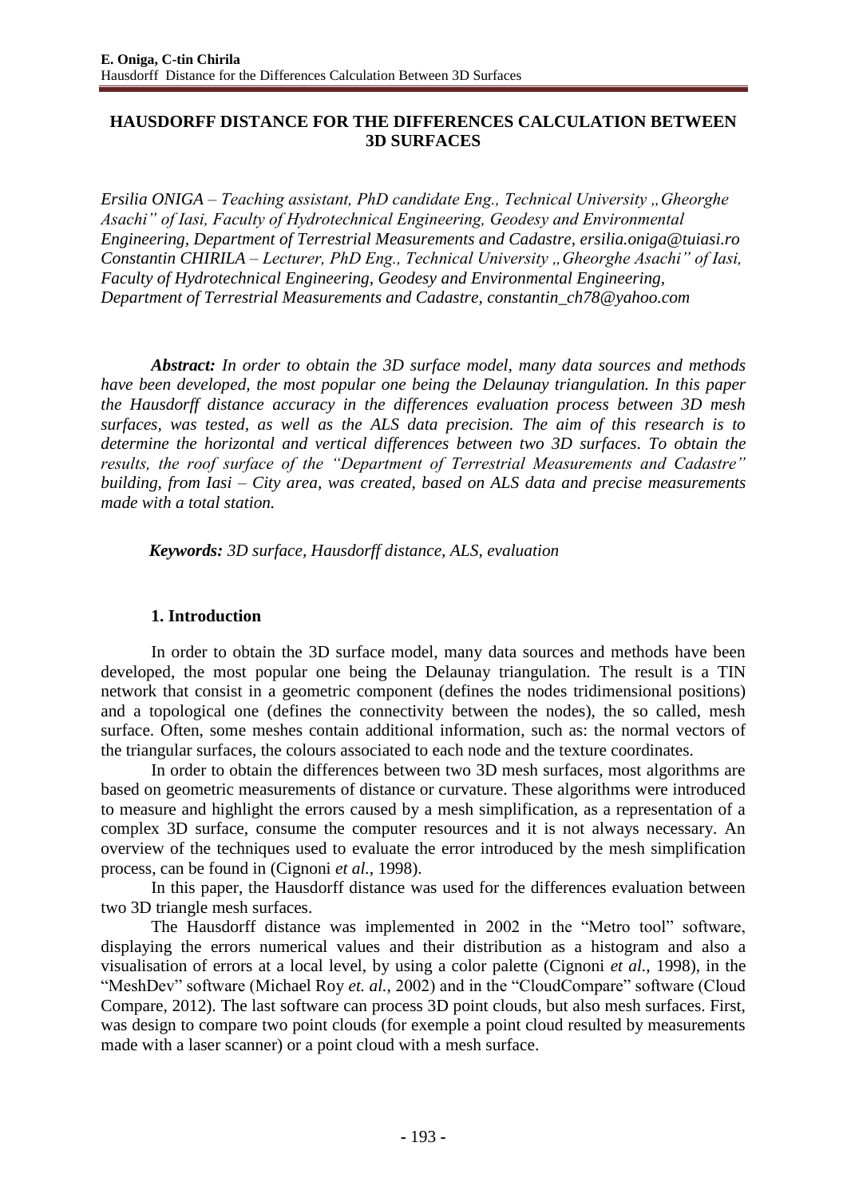# HAUSDORFF DISTANCE FOR THE DIFFERENCES CALCULATION BETWEEN 3D SURFACES

*Ersilia ONIGA – Teaching assistant, PhD candidate Eng., Technical University „Gheorghe Asachi" of Iasi, Faculty of Hydrotechnical Engineering, Geodesy and Environmental Engineering, Department of Terrestrial Measurements and Cadastre, ersilia.oniga@tuiasi.ro*
*Constantin CHIRILA – Lecturer, PhD Eng., Technical University „Gheorghe Asachi" of Iasi, Faculty of Hydrotechnical Engineering, Geodesy and Environmental Engineering, Department of Terrestrial Measurements and Cadastre, constantin_ch78@yahoo.com*

***Abstract:*** *In order to obtain the 3D surface model, many data sources and methods have been developed, the most popular one being the Delaunay triangulation. In this paper the Hausdorff distance accuracy in the differences evaluation process between 3D mesh surfaces, was tested, as well as the ALS data precision. The aim of this research is to determine the horizontal and vertical differences between two 3D surfaces. To obtain the results, the roof surface of the "Department of Terrestrial Measurements and Cadastre" building, from Iasi – City area, was created, based on ALS data and precise measurements made with a total station.*

***Keywords:*** *3D surface, Hausdorff distance, ALS, evaluation*

## 1. Introduction

In order to obtain the 3D surface model, many data sources and methods have been developed, the most popular one being the Delaunay triangulation. The result is a TIN network that consist in a geometric component (defines the nodes tridimensional positions) and a topological one (defines the connectivity between the nodes), the so called, mesh surface. Often, some meshes contain additional information, such as: the normal vectors of the triangular surfaces, the colours associated to each node and the texture coordinates.

In order to obtain the differences between two 3D mesh surfaces, most algorithms are based on geometric measurements of distance or curvature. These algorithms were introduced to measure and highlight the errors caused by a mesh simplification, as a representation of a complex 3D surface, consume the computer resources and it is not always necessary. An overview of the techniques used to evaluate the error introduced by the mesh simplification process, can be found in (Cignoni *et al.*, 1998).

In this paper, the Hausdorff distance was used for the differences evaluation between two 3D triangle mesh surfaces.

The Hausdorff distance was implemented in 2002 in the "Metro tool" software, displaying the errors numerical values and their distribution as a histogram and also a visualisation of errors at a local level, by using a color palette (Cignoni *et al.*, 1998), in the "MeshDev" software (Michael Roy *et. al.*, 2002) and in the "CloudCompare" software (Cloud Compare, 2012). The last software can process 3D point clouds, but also mesh surfaces. First, was design to compare two point clouds (for exemple a point cloud resulted by measurements made with a laser scanner) or a point cloud with a mesh surface.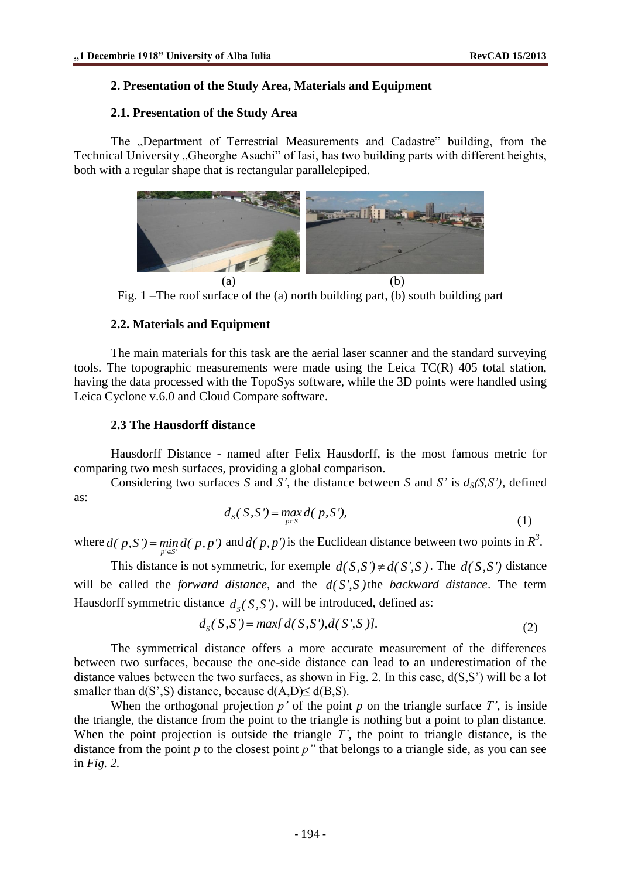### 2. Presentation of the Study Area, Materials and Equipment

#### 2.1. Presentation of the Study Area

The „Department of Terrestrial Measurements and Cadastre" building, from the Technical University „Gheorghe Asachi" of Iasi, has two building parts with different heights, both with a regular shape that is rectangular parallelepiped.

(a) (b)

Fig. 1 –The roof surface of the (a) north building part, (b) south building part

#### 2.2. Materials and Equipment

The main materials for this task are the aerial laser scanner and the standard surveying tools. The topographic measurements were made using the Leica TC(R) 405 total station, having the data processed with the TopoSys software, while the 3D points were handled using Leica Cyclone v.6.0 and Cloud Compare software.

#### 2.3 The Hausdorff distance

Hausdorff Distance - named after Felix Hausdorff, is the most famous metric for comparing two mesh surfaces, providing a global comparison.

Considering two surfaces *S* and *S'*, the distance between *S* and *S'* is $d_S(S,S')$, defined as:

$$d_S(S,S') = \max_{p \in S} d(p,S'), \tag{1}$$

where $d(p,S') = \min_{p' \in S'} d(p,p')$ and $d(p,p')$ is the Euclidean distance between two points in $R^3$.

This distance is not symmetric, for exemple $d(S,S') \neq d(S',S)$. The $d(S,S')$ distance will be called the *forward distance*, and the $d(S',S)$ the *backward distance*. The term Hausdorff symmetric distance $d_S(S,S')$, will be introduced, defined as:

$$d_S(S,S') = max[\, d(S,S'), d(S',S)\,]. \tag{2}$$

The symmetrical distance offers a more accurate measurement of the differences between two surfaces, because the one-side distance can lead to an underestimation of the distance values between the two surfaces, as shown in Fig. 2. In this case, d(S,S') will be a lot smaller than d(S',S) distance, because d(A,D)≤ d(B,S).

When the orthogonal projection *p'* of the point *p* on the triangle surface *T'*, is inside the triangle, the distance from the point to the triangle is nothing but a point to plan distance. When the point projection is outside the triangle ***T'*,** the point to triangle distance, is the distance from the point *p* to the closest point *p"* that belongs to a triangle side, as you can see in *Fig. 2.*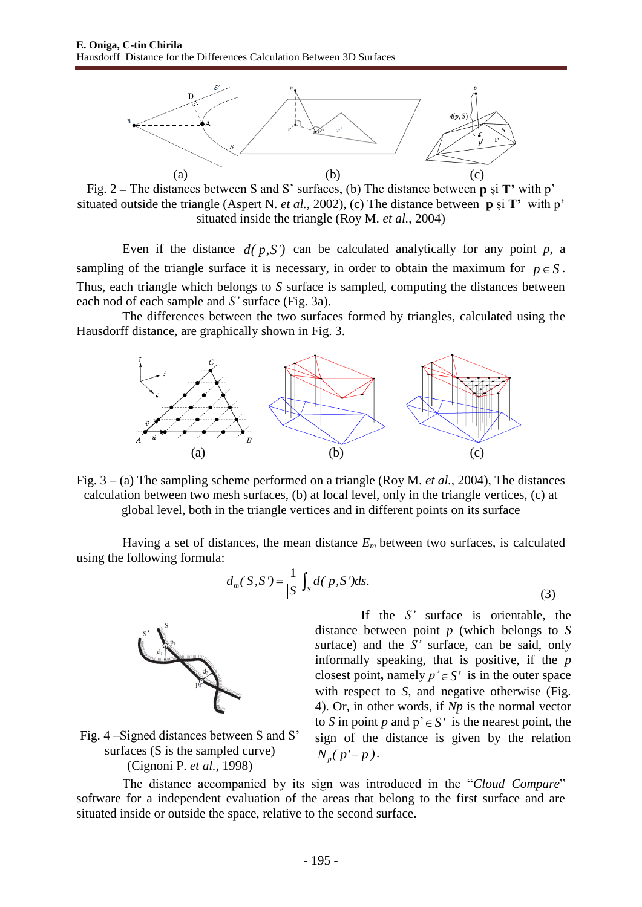Fig. 2 – The distances between S and S' surfaces, (b) The distance between **p** și **T'** with p' situated outside the triangle (Aspert N. *et al.*, 2002), (c) The distance between **p** și **T'** with p' situated inside the triangle (Roy M. *et al.*, 2004)

Even if the distance $d(p,S')$ can be calculated analytically for any point *p*, a sampling of the triangle surface it is necessary, in order to obtain the maximum for $p \in S$. Thus, each triangle which belongs to *S* surface is sampled, computing the distances between each nod of each sample and *S'* surface (Fig. 3a).

The differences between the two surfaces formed by triangles, calculated using the Hausdorff distance, are graphically shown in Fig. 3.

Fig. 3 – (a) The sampling scheme performed on a triangle (Roy M. *et al.*, 2004), The distances calculation between two mesh surfaces, (b) at local level, only in the triangle vertices, (c) at global level, both in the triangle vertices and in different points on its surface

Having a set of distances, the mean distance $E_m$ between two surfaces, is calculated using the following formula:

$$d_m(S,S') = \frac{1}{|S|}\int_S d(p,S')ds. \tag{3}$$

If the *S'* surface is orientable, the distance between point *p* (which belongs to *S* surface) and the *S'* surface, can be said, only informally speaking, that is positive, if the *p* closest point**,** namely $p' \in S'$ is in the outer space with respect to *S*, and negative otherwise (Fig. 4). Or, in other words, if *Np* is the normal vector to *S* in point *p* and $p' \in S'$ is the nearest point, the sign of the distance is given by the relation $N_p(p'-p)$.

Fig. 4 –Signed distances between S and S' surfaces (S is the sampled curve) (Cignoni P. *et al.*, 1998)

The distance accompanied by its sign was introduced in the "*Cloud Compare*" software for a independent evaluation of the areas that belong to the first surface and are situated inside or outside the space, relative to the second surface.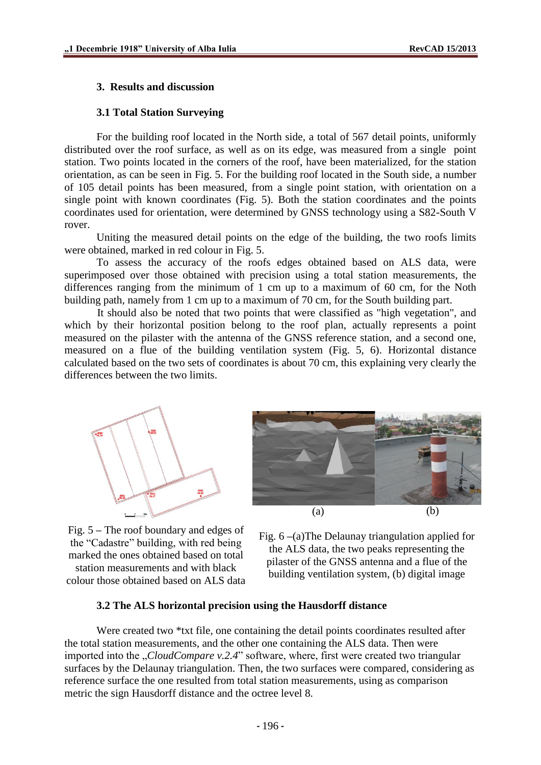## 3. Results and discussion

### 3.1 Total Station Surveying

For the building roof located in the North side, a total of 567 detail points, uniformly distributed over the roof surface, as well as on its edge, was measured from a single point station. Two points located in the corners of the roof, have been materialized, for the station orientation, as can be seen in Fig. 5. For the building roof located in the South side, a number of 105 detail points has been measured, from a single point station, with orientation on a single point with known coordinates (Fig. 5). Both the station coordinates and the points coordinates used for orientation, were determined by GNSS technology using a S82-South V rover.

Uniting the measured detail points on the edge of the building, the two roofs limits were obtained, marked in red colour in Fig. 5.

To assess the accuracy of the roofs edges obtained based on ALS data, were superimposed over those obtained with precision using a total station measurements, the differences ranging from the minimum of 1 cm up to a maximum of 60 cm, for the Noth building path, namely from 1 cm up to a maximum of 70 cm, for the South building part.

It should also be noted that two points that were classified as "high vegetation", and which by their horizontal position belong to the roof plan, actually represents a point measured on the pilaster with the antenna of the GNSS reference station, and a second one, measured on a flue of the building ventilation system (Fig. 5, 6). Horizontal distance calculated based on the two sets of coordinates is about 70 cm, this explaining very clearly the differences between the two limits.

Fig. 5 – The roof boundary and edges of the "Cadastre" building, with red being marked the ones obtained based on total station measurements and with black colour those obtained based on ALS data

(a) (b)

Fig. 6 –(a)The Delaunay triangulation applied for the ALS data, the two peaks representing the pilaster of the GNSS antenna and a flue of the building ventilation system, (b) digital image

### 3.2 The ALS horizontal precision using the Hausdorff distance

Were created two *txt file, one containing the detail points coordinates resulted after the total station measurements, and the other one containing the ALS data. Then were imported into the „*CloudCompare v.2.4*" software, where, first were created two triangular surfaces by the Delaunay triangulation. Then, the two surfaces were compared, considering as reference surface the one resulted from total station measurements, using as comparison metric the sign Hausdorff distance and the octree level 8.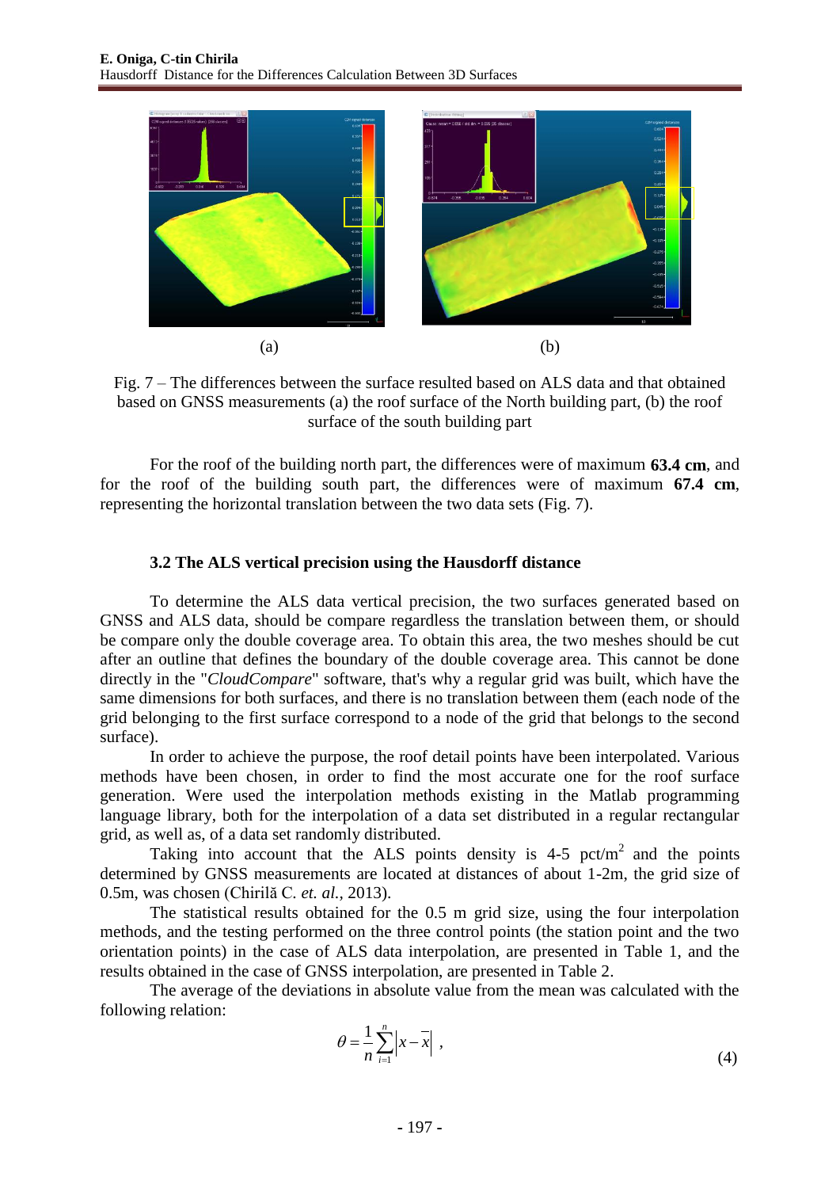(a) (b)

Fig. 7 – The differences between the surface resulted based on ALS data and that obtained based on GNSS measurements (a) the roof surface of the North building part, (b) the roof surface of the south building part

For the roof of the building north part, the differences were of maximum **63.4 cm**, and for the roof of the building south part, the differences were of maximum **67.4 cm**, representing the horizontal translation between the two data sets (Fig. 7).

### 3.2 The ALS vertical precision using the Hausdorff distance

To determine the ALS data vertical precision, the two surfaces generated based on GNSS and ALS data, should be compare regardless the translation between them, or should be compare only the double coverage area. To obtain this area, the two meshes should be cut after an outline that defines the boundary of the double coverage area. This cannot be done directly in the "*CloudCompare*" software, that's why a regular grid was built, which have the same dimensions for both surfaces, and there is no translation between them (each node of the grid belonging to the first surface correspond to a node of the grid that belongs to the second surface).

In order to achieve the purpose, the roof detail points have been interpolated. Various methods have been chosen, in order to find the most accurate one for the roof surface generation. Were used the interpolation methods existing in the Matlab programming language library, both for the interpolation of a data set distributed in a regular rectangular grid, as well as, of a data set randomly distributed.

Taking into account that the ALS points density is 4-5 pct/m$^2$ and the points determined by GNSS measurements are located at distances of about 1-2m, the grid size of 0.5m, was chosen (Chirilă C. *et. al.*, 2013).

The statistical results obtained for the 0.5 m grid size, using the four interpolation methods, and the testing performed on the three control points (the station point and the two orientation points) in the case of ALS data interpolation, are presented in Table 1, and the results obtained in the case of GNSS interpolation, are presented in Table 2.

The average of the deviations in absolute value from the mean was calculated with the following relation:

$$\theta = \frac{1}{n}\sum_{i=1}^{n}\left|x-\bar{x}\right| \ , \tag{4}$$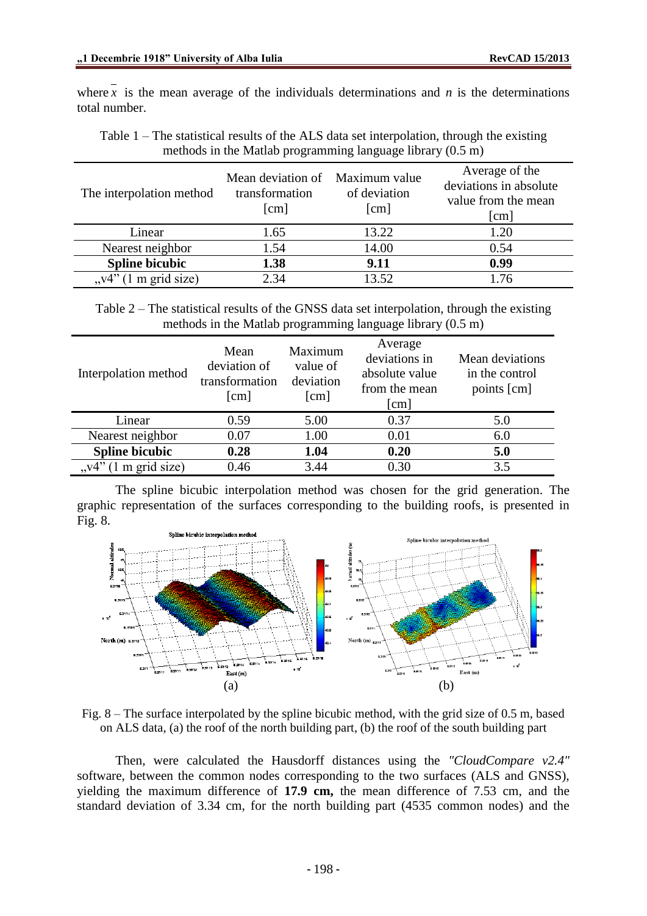where $\bar{x}$ is the mean average of the individuals determinations and $n$ is the determinations total number.

Table 1 – The statistical results of the ALS data set interpolation, through the existing methods in the Matlab programming language library (0.5 m)

| The interpolation method | Mean deviation of transformation [cm] | Maximum value of deviation [cm] | Average of the deviations in absolute value from the mean [cm] |
|---|---|---|---|
| Linear | 1.65 | 13.22 | 1.20 |
| Nearest neighbor | 1.54 | 14.00 | 0.54 |
| **Spline bicubic** | **1.38** | **9.11** | **0.99** |
| „v4" (1 m grid size) | 2.34 | 13.52 | 1.76 |

Table 2 – The statistical results of the GNSS data set interpolation, through the existing methods in the Matlab programming language library (0.5 m)

| Interpolation method | Mean deviation of transformation [cm] | Maximum value of deviation [cm] | Average deviations in absolute value from the mean [cm] | Mean deviations in the control points [cm] |
|---|---|---|---|---|
| Linear | 0.59 | 5.00 | 0.37 | 5.0 |
| Nearest neighbor | 0.07 | 1.00 | 0.01 | 6.0 |
| **Spline bicubic** | **0.28** | **1.04** | **0.20** | **5.0** |
| „v4" (1 m grid size) | 0.46 | 3.44 | 0.30 | 3.5 |

The spline bicubic interpolation method was chosen for the grid generation. The graphic representation of the surfaces corresponding to the building roofs, is presented in Fig. 8.

(a) (b)

Fig. 8 – The surface interpolated by the spline bicubic method, with the grid size of 0.5 m, based on ALS data, (a) the roof of the north building part, (b) the roof of the south building part

Then, were calculated the Hausdorff distances using the *"CloudCompare v2.4"* software, between the common nodes corresponding to the two surfaces (ALS and GNSS), yielding the maximum difference of **17.9 cm,** the mean difference of 7.53 cm, and the standard deviation of 3.34 cm, for the north building part (4535 common nodes) and the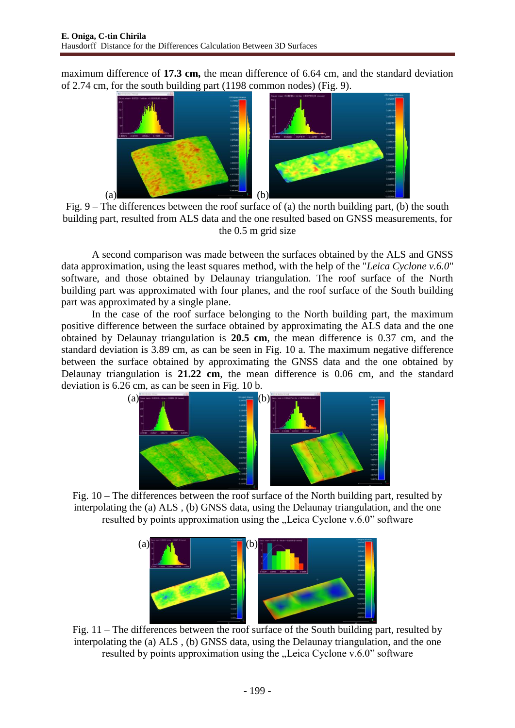maximum difference of **17.3 cm,** the mean difference of 6.64 cm, and the standard deviation of 2.74 cm, for the south building part (1198 common nodes) (Fig. 9).

Fig. 9 – The differences between the roof surface of (a) the north building part, (b) the south building part, resulted from ALS data and the one resulted based on GNSS measurements, for the 0.5 m grid size

A second comparison was made between the surfaces obtained by the ALS and GNSS data approximation, using the least squares method, with the help of the "*Leica Cyclone v.6.0*" software, and those obtained by Delaunay triangulation. The roof surface of the North building part was approximated with four planes, and the roof surface of the South building part was approximated by a single plane.

In the case of the roof surface belonging to the North building part, the maximum positive difference between the surface obtained by approximating the ALS data and the one obtained by Delaunay triangulation is **20.5 cm**, the mean difference is 0.37 cm, and the standard deviation is 3.89 cm, as can be seen in Fig. 10 a. The maximum negative difference between the surface obtained by approximating the GNSS data and the one obtained by Delaunay triangulation is **21.22 cm**, the mean difference is 0.06 cm, and the standard deviation is 6.26 cm, as can be seen in Fig. 10 b.

Fig. 10 **–** The differences between the roof surface of the North building part, resulted by interpolating the (a) ALS , (b) GNSS data, using the Delaunay triangulation, and the one resulted by points approximation using the „Leica Cyclone v.6.0" software

Fig. 11 – The differences between the roof surface of the South building part, resulted by interpolating the (a) ALS , (b) GNSS data, using the Delaunay triangulation, and the one resulted by points approximation using the „Leica Cyclone v.6.0" software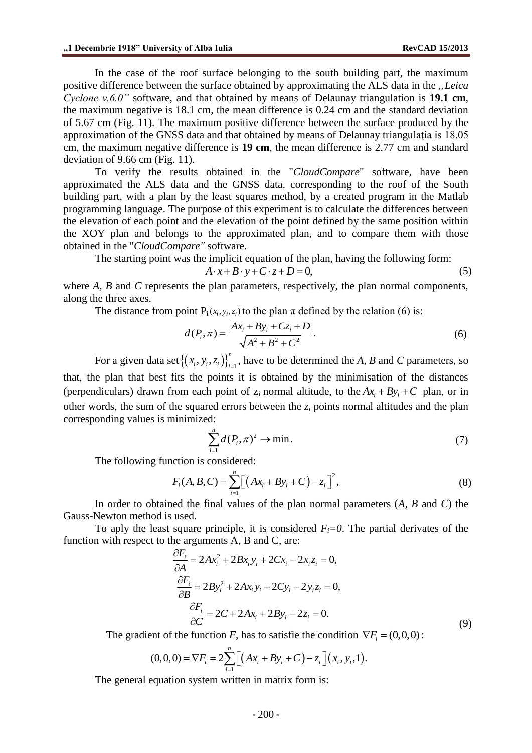In the case of the roof surface belonging to the south building part, the maximum positive difference between the surface obtained by approximating the ALS data in the *„Leica Cyclone v.6.0"* software, and that obtained by means of Delaunay triangulation is **19.1 cm**, the maximum negative is 18.1 cm, the mean difference is 0.24 cm and the standard deviation of 5.67 cm (Fig. 11). The maximum positive difference between the surface produced by the approximation of the GNSS data and that obtained by means of Delaunay triangulaţia is 18.05 cm, the maximum negative difference is **19 cm**, the mean difference is 2.77 cm and standard deviation of 9.66 cm (Fig. 11).

To verify the results obtained in the "*CloudCompare*" software, have been approximated the ALS data and the GNSS data, corresponding to the roof of the South building part, with a plan by the least squares method, by a created program in the Matlab programming language. The purpose of this experiment is to calculate the differences between the elevation of each point and the elevation of the point defined by the same position within the XOY plan and belongs to the approximated plan, and to compare them with those obtained in the "*CloudCompare"* software.

The starting point was the implicit equation of the plan, having the following form:

$$A \cdot x + B \cdot y + C \cdot z + D = 0, \tag{5}$$

where *A*, *B* and *C* represents the plan parameters, respectively, the plan normal components, along the three axes.

The distance from point $P_i(x_i, y_i, z_i)$ to the plan π defined by the relation (6) is:

$$d(P_i, \pi) = \frac{|Ax_i + By_i + Cz_i + D|}{\sqrt{A^2 + B^2 + C^2}}. \tag{6}$$

For a given data set $\{(x_i, y_i, z_i)\}_{i=1}^{n}$, have to be determined the *A*, *B* and *C* parameters, so that, the plan that best fits the points it is obtained by the minimisation of the distances (perpendiculars) drawn from each point of $z_i$ normal altitude, to the $Ax_i + By_i + C$ plan, or in other words, the sum of the squared errors between the $z_i$ points normal altitudes and the plan corresponding values is minimized:

$$\sum_{i=1}^{n} d(P_i, \pi)^2 \to \min. \tag{7}$$

The following function is considered:

$$F_i(A, B, C) = \sum_{i=1}^{n} \left[ \left( Ax_i + By_i + C \right) - z_i \right]^2, \tag{8}$$

In order to obtained the final values of the plan normal parameters (*A*, *B* and *C*) the Gauss-Newton method is used.

To aply the least square principle, it is considered $F_i=0$. The partial derivates of the function with respect to the arguments A, B and C, are:

$$\begin{aligned} \frac{\partial F_i}{\partial A} &= 2Ax_i^2 + 2Bx_i y_i + 2Cx_i - 2x_i z_i = 0, \\ \frac{\partial F_i}{\partial B} &= 2By_i^2 + 2Ax_i y_i + 2Cy_i - 2y_i z_i = 0, \\ \frac{\partial F_i}{\partial C} &= 2C + 2Ax_i + 2By_i - 2z_i = 0. \end{aligned} \tag{9}$$

The gradient of the function *F*, has to satisfie the condition $\nabla F_i = (0,0,0)$:

$$(0,0,0) = \nabla F_i = 2\sum_{i=1}^{n} \left[ \left( Ax_i + By_i + C \right) - z_i \right] \left( x_i, y_i, 1 \right).$$

The general equation system written in matrix form is: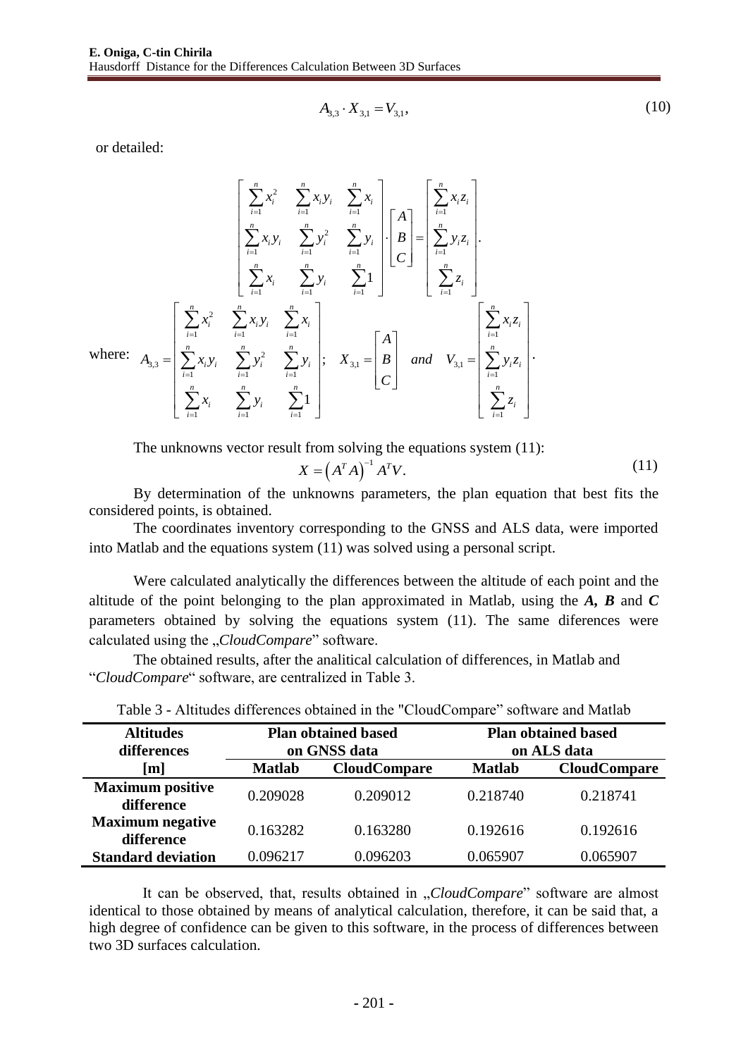$$A_{3,3} \cdot X_{3,1} = V_{3,1}, \tag{10}$$

or detailed:

$$\begin{bmatrix} \sum_{i=1}^{n} x_i^2 & \sum_{i=1}^{n} x_i y_i & \sum_{i=1}^{n} x_i \\ \sum_{i=1}^{n} x_i y_i & \sum_{i=1}^{n} y_i^2 & \sum_{i=1}^{n} y_i \\ \sum_{i=1}^{n} x_i & \sum_{i=1}^{n} y_i & \sum_{i=1}^{n} 1 \end{bmatrix} \cdot \begin{bmatrix} A \\ B \\ C \end{bmatrix} = \begin{bmatrix} \sum_{i=1}^{n} x_i z_i \\ \sum_{i=1}^{n} y_i z_i \\ \sum_{i=1}^{n} z_i \end{bmatrix}.$$

where: $A_{3,3} = \begin{bmatrix} \sum_{i=1}^{n} x_i^2 & \sum_{i=1}^{n} x_i y_i & \sum_{i=1}^{n} x_i \\ \sum_{i=1}^{n} x_i y_i & \sum_{i=1}^{n} y_i^2 & \sum_{i=1}^{n} y_i \\ \sum_{i=1}^{n} x_i & \sum_{i=1}^{n} y_i & \sum_{i=1}^{n} 1 \end{bmatrix}$; $X_{3,1} = \begin{bmatrix} A \\ B \\ C \end{bmatrix}$ *and* $V_{3,1} = \begin{bmatrix} \sum_{i=1}^{n} x_i z_i \\ \sum_{i=1}^{n} y_i z_i \\ \sum_{i=1}^{n} z_i \end{bmatrix}$.

The unknowns vector result from solving the equations system (11):

$$X = \left(A^T A\right)^{-1} A^T V. \tag{11}$$

By determination of the unknowns parameters, the plan equation that best fits the considered points, is obtained.

The coordinates inventory corresponding to the GNSS and ALS data, were imported into Matlab and the equations system (11) was solved using a personal script.

Were calculated analytically the differences between the altitude of each point and the altitude of the point belonging to the plan approximated in Matlab, using the ***A, B*** and ***C*** parameters obtained by solving the equations system (11). The same diferences were calculated using the „*CloudCompare*" software.

The obtained results, after the analitical calculation of differences, in Matlab and "*CloudCompare*" software, are centralized in Table 3.

Table 3 - Altitudes differences obtained in the "CloudCompare" software and Matlab

| **Altitudes differences [m]** | **Plan obtained based on GNSS data** | | **Plan obtained based on ALS data** | |
|---|---|---|---|---|
| | **Matlab** | **CloudCompare** | **Matlab** | **CloudCompare** |
| **Maximum positive difference** | 0.209028 | 0.209012 | 0.218740 | 0.218741 |
| **Maximum negative difference** | 0.163282 | 0.163280 | 0.192616 | 0.192616 |
| **Standard deviation** | 0.096217 | 0.096203 | 0.065907 | 0.065907 |

It can be observed, that, results obtained in „*CloudCompare*" software are almost identical to those obtained by means of analytical calculation, therefore, it can be said that, a high degree of confidence can be given to this software, in the process of differences between two 3D surfaces calculation.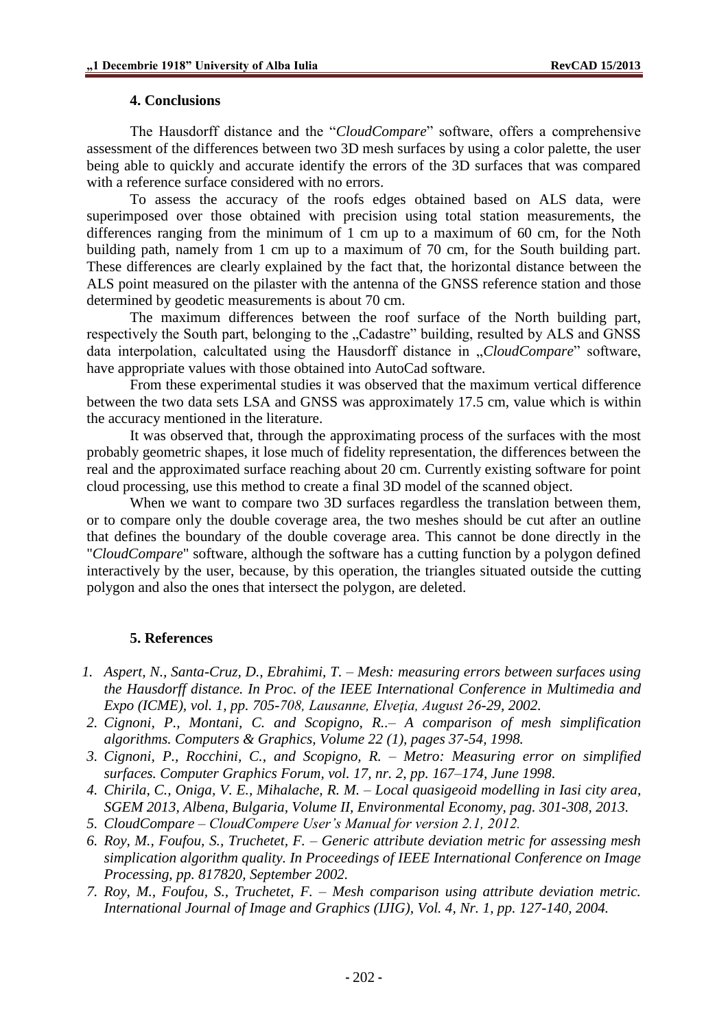### 4. Conclusions

The Hausdorff distance and the "*CloudCompare*" software, offers a comprehensive assessment of the differences between two 3D mesh surfaces by using a color palette, the user being able to quickly and accurate identify the errors of the 3D surfaces that was compared with a reference surface considered with no errors.

To assess the accuracy of the roofs edges obtained based on ALS data, were superimposed over those obtained with precision using total station measurements, the differences ranging from the minimum of 1 cm up to a maximum of 60 cm, for the Noth building path, namely from 1 cm up to a maximum of 70 cm, for the South building part. These differences are clearly explained by the fact that, the horizontal distance between the ALS point measured on the pilaster with the antenna of the GNSS reference station and those determined by geodetic measurements is about 70 cm.

The maximum differences between the roof surface of the North building part, respectively the South part, belonging to the „Cadastre" building, resulted by ALS and GNSS data interpolation, calcultated using the Hausdorff distance in „*CloudCompare*" software, have appropriate values with those obtained into AutoCad software.

From these experimental studies it was observed that the maximum vertical difference between the two data sets LSA and GNSS was approximately 17.5 cm, value which is within the accuracy mentioned in the literature.

It was observed that, through the approximating process of the surfaces with the most probably geometric shapes, it lose much of fidelity representation, the differences between the real and the approximated surface reaching about 20 cm. Currently existing software for point cloud processing, use this method to create a final 3D model of the scanned object.

When we want to compare two 3D surfaces regardless the translation between them, or to compare only the double coverage area, the two meshes should be cut after an outline that defines the boundary of the double coverage area. This cannot be done directly in the "*CloudCompare*" software, although the software has a cutting function by a polygon defined interactively by the user, because, by this operation, the triangles situated outside the cutting polygon and also the ones that intersect the polygon, are deleted.

### 5. References

1. *Aspert, N., Santa-Cruz, D., Ebrahimi, T. – Mesh: measuring errors between surfaces using the Hausdorff distance. In Proc. of the IEEE International Conference in Multimedia and Expo (ICME), vol. 1, pp. 705-708, Lausanne, Elveţia, August 26-29, 2002.*
2. *Cignoni, P., Montani, C. and Scopigno, R..– A comparison of mesh simplification algorithms. Computers & Graphics, Volume 22 (1), pages 37-54, 1998.*
3. *Cignoni, P., Rocchini, C., and Scopigno, R. – Metro: Measuring error on simplified surfaces. Computer Graphics Forum, vol. 17, nr. 2, pp. 167–174, June 1998.*
4. *Chirila, C., Oniga, V. E., Mihalache, R. M. – Local quasigeoid modelling in Iasi city area, SGEM 2013, Albena, Bulgaria, Volume II, Environmental Economy, pag. 301-308, 2013.*
5. *CloudCompare – CloudCompere User's Manual for version 2.1, 2012.*
6. *Roy, M., Foufou, S., Truchetet, F. – Generic attribute deviation metric for assessing mesh simplication algorithm quality. In Proceedings of IEEE International Conference on Image Processing, pp. 817820, September 2002.*
7. *Roy, M., Foufou, S., Truchetet, F. – Mesh comparison using attribute deviation metric. International Journal of Image and Graphics (IJIG), Vol. 4, Nr. 1, pp. 127-140, 2004.*